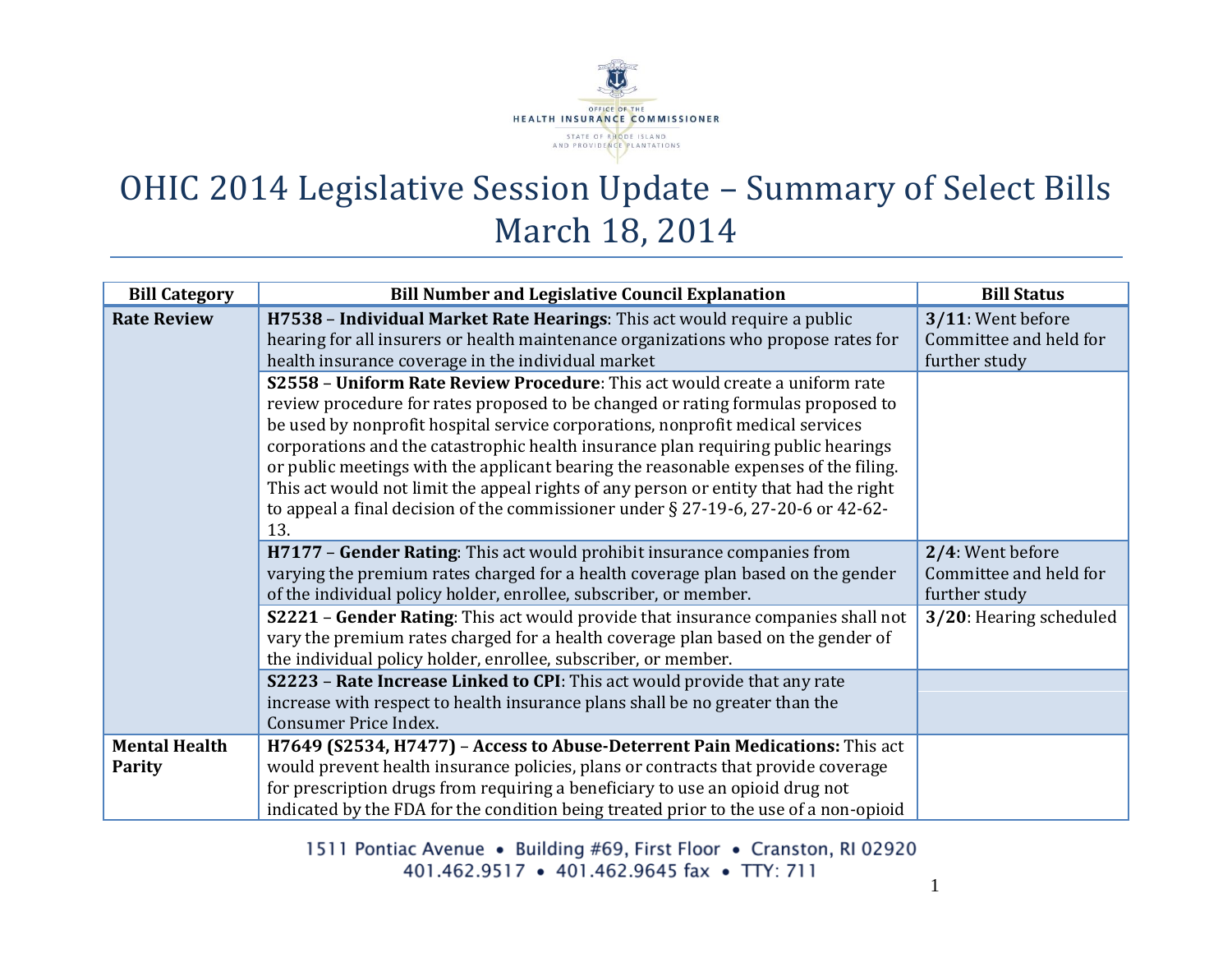# OHIC 2014 Legislative Session Update – Summary of Select Bills
## March 18, 2014

| Bill Category | Bill Number and Legislative Council Explanation | Bill Status |
|---|---|---|
| **Rate Review** | **H7538** – **Individual Market Rate Hearings**: This act would require a public hearing for all insurers or health maintenance organizations who propose rates for health insurance coverage in the individual market | **3/11**: Went before Committee and held for further study |
| | **S2558** – **Uniform Rate Review Procedure**: This act would create a uniform rate review procedure for rates proposed to be changed or rating formulas proposed to be used by nonprofit hospital service corporations, nonprofit medical services corporations and the catastrophic health insurance plan requiring public hearings or public meetings with the applicant bearing the reasonable expenses of the filing. This act would not limit the appeal rights of any person or entity that had the right to appeal a final decision of the commissioner under § 27-19-6, 27-20-6 or 42-62-13. | |
| | **H7177** – **Gender Rating**: This act would prohibit insurance companies from varying the premium rates charged for a health coverage plan based on the gender of the individual policy holder, enrollee, subscriber, or member. | **2/4**: Went before Committee and held for further study |
| | **S2221** – **Gender Rating**: This act would provide that insurance companies shall not vary the premium rates charged for a health coverage plan based on the gender of the individual policy holder, enrollee, subscriber, or member. | **3/20**: Hearing scheduled |
| | **S2223** – **Rate Increase Linked to CPI**: This act would provide that any rate increase with respect to health insurance plans shall be no greater than the Consumer Price Index. | |
| **Mental Health Parity** | **H7649 (S2534, H7477)** – **Access to Abuse-Deterrent Pain Medications:** This act would prevent health insurance policies, plans or contracts that provide coverage for prescription drugs from requiring a beneficiary to use an opioid drug not indicated by the FDA for the condition being treated prior to the use of a non-opioid | |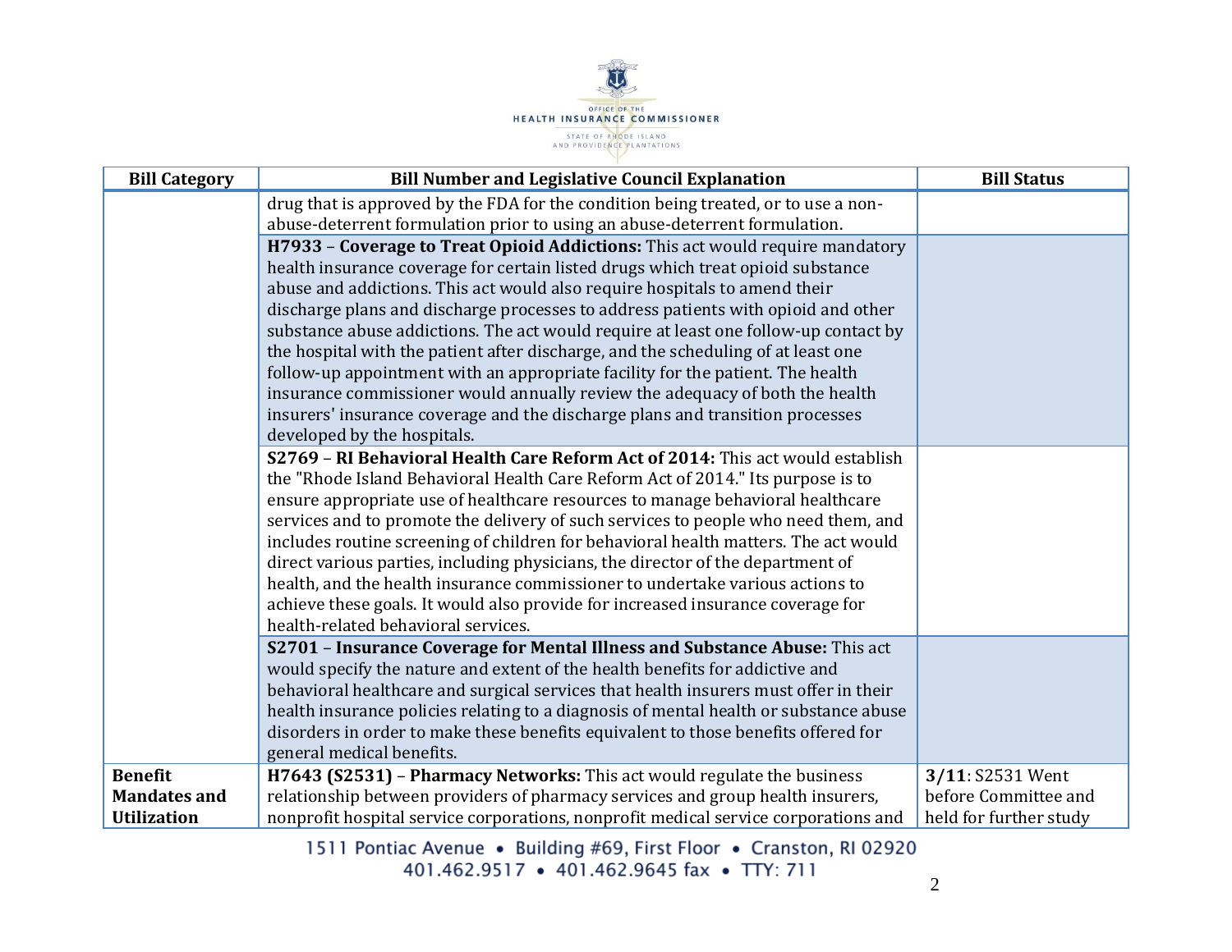| Bill Category | Bill Number and Legislative Council Explanation | Bill Status |
|---|---|---|
| | drug that is approved by the FDA for the condition being treated, or to use a non-abuse-deterrent formulation prior to using an abuse-deterrent formulation. | |
| | **H7933 – Coverage to Treat Opioid Addictions:** This act would require mandatory health insurance coverage for certain listed drugs which treat opioid substance abuse and addictions. This act would also require hospitals to amend their discharge plans and discharge processes to address patients with opioid and other substance abuse addictions. The act would require at least one follow-up contact by the hospital with the patient after discharge, and the scheduling of at least one follow-up appointment with an appropriate facility for the patient. The health insurance commissioner would annually review the adequacy of both the health insurers' insurance coverage and the discharge plans and transition processes developed by the hospitals. | |
| | **S2769 – RI Behavioral Health Care Reform Act of 2014:** This act would establish the "Rhode Island Behavioral Health Care Reform Act of 2014." Its purpose is to ensure appropriate use of healthcare resources to manage behavioral healthcare services and to promote the delivery of such services to people who need them, and includes routine screening of children for behavioral health matters. The act would direct various parties, including physicians, the director of the department of health, and the health insurance commissioner to undertake various actions to achieve these goals. It would also provide for increased insurance coverage for health-related behavioral services. | |
| | **S2701 – Insurance Coverage for Mental Illness and Substance Abuse:** This act would specify the nature and extent of the health benefits for addictive and behavioral healthcare and surgical services that health insurers must offer in their health insurance policies relating to a diagnosis of mental health or substance abuse disorders in order to make these benefits equivalent to those benefits offered for general medical benefits. | |
| **Benefit Mandates and Utilization** | **H7643 (S2531) – Pharmacy Networks:** This act would regulate the business relationship between providers of pharmacy services and group health insurers, nonprofit hospital service corporations, nonprofit medical service corporations and | **3/11**: S2531 Went before Committee and held for further study |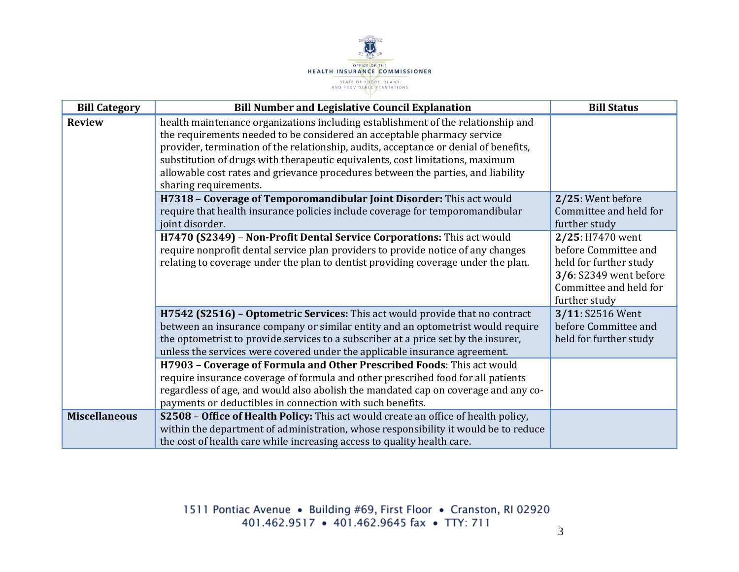| Bill Category | Bill Number and Legislative Council Explanation | Bill Status |
|---|---|---|
| **Review** | health maintenance organizations including establishment of the relationship and the requirements needed to be considered an acceptable pharmacy service provider, termination of the relationship, audits, acceptance or denial of benefits, substitution of drugs with therapeutic equivalents, cost limitations, maximum allowable cost rates and grievance procedures between the parties, and liability sharing requirements. | |
| | **H7318 – Coverage of Temporomandibular Joint Disorder:** This act would require that health insurance policies include coverage for temporomandibular joint disorder. | **2/25**: Went before Committee and held for further study |
| | **H7470 (S2349) – Non-Profit Dental Service Corporations:** This act would require nonprofit dental service plan providers to provide notice of any changes relating to coverage under the plan to dentist providing coverage under the plan. | **2/25**: H7470 went before Committee and held for further study **3/6**: S2349 went before Committee and held for further study |
| | **H7542 (S2516) – Optometric Services:** This act would provide that no contract between an insurance company or similar entity and an optometrist would require the optometrist to provide services to a subscriber at a price set by the insurer, unless the services were covered under the applicable insurance agreement. | **3/11**: S2516 Went before Committee and held for further study |
| | **H7903 – Coverage of Formula and Other Prescribed Foods**: This act would require insurance coverage of formula and other prescribed food for all patients regardless of age, and would also abolish the mandated cap on coverage and any co-payments or deductibles in connection with such benefits. | |
| **Miscellaneous** | **S2508 – Office of Health Policy:** This act would create an office of health policy, within the department of administration, whose responsibility it would be to reduce the cost of health care while increasing access to quality health care. | |